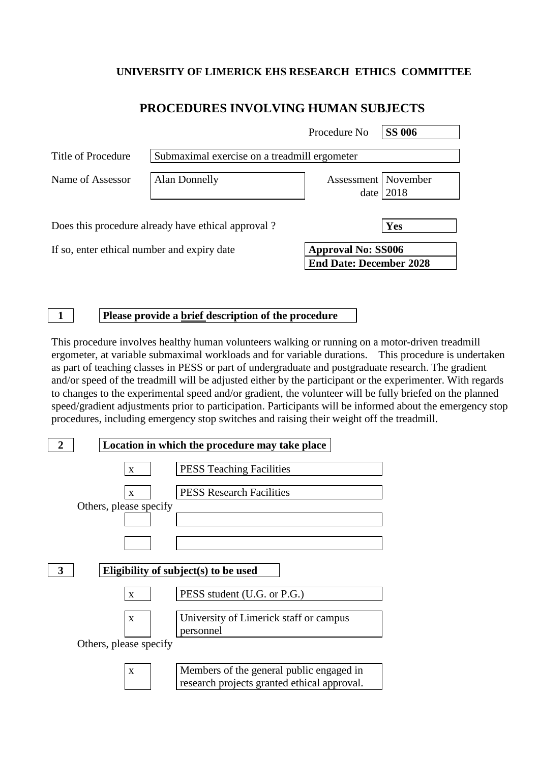**UNIVERSITY OF LIMERICK EHS RESEARCH ETHICS COMMITTEE**

# PROCEDURES INVOLVING HUMAN SUBJECTS

Procedure No **SS 006**

Title of Procedure: Submaximal exercise on a treadmill ergometer

Name of Assessor: Alan Donnelly

Assessment date: November 2018

Does this procedure already have ethical approval ? **Yes**

If so, enter ethical number and expiry date: **Approval No: SS006**
**End Date: December 2028**

**1** **Please provide a <u>brief</u> description of the procedure**

This procedure involves healthy human volunteers walking or running on a motor-driven treadmill ergometer, at variable submaximal workloads and for variable durations. This procedure is undertaken as part of teaching classes in PESS or part of undergraduate and postgraduate research. The gradient and/or speed of the treadmill will be adjusted either by the participant or the experimenter. With regards to changes to the experimental speed and/or gradient, the volunteer will be fully briefed on the planned speed/gradient adjustments prior to participation. Participants will be informed about the emergency stop procedures, including emergency stop switches and raising their weight off the treadmill.

**2** **Location in which the procedure may take place**

- [x] PESS Teaching Facilities
- [x] PESS Research Facilities

Others, please specify

- [ ]
- [ ]

**3** **Eligibility of subject(s) to be used**

- [x] PESS student (U.G. or P.G.)
- [x] University of Limerick staff or campus personnel

Others, please specify

- [x] Members of the general public engaged in research projects granted ethical approval.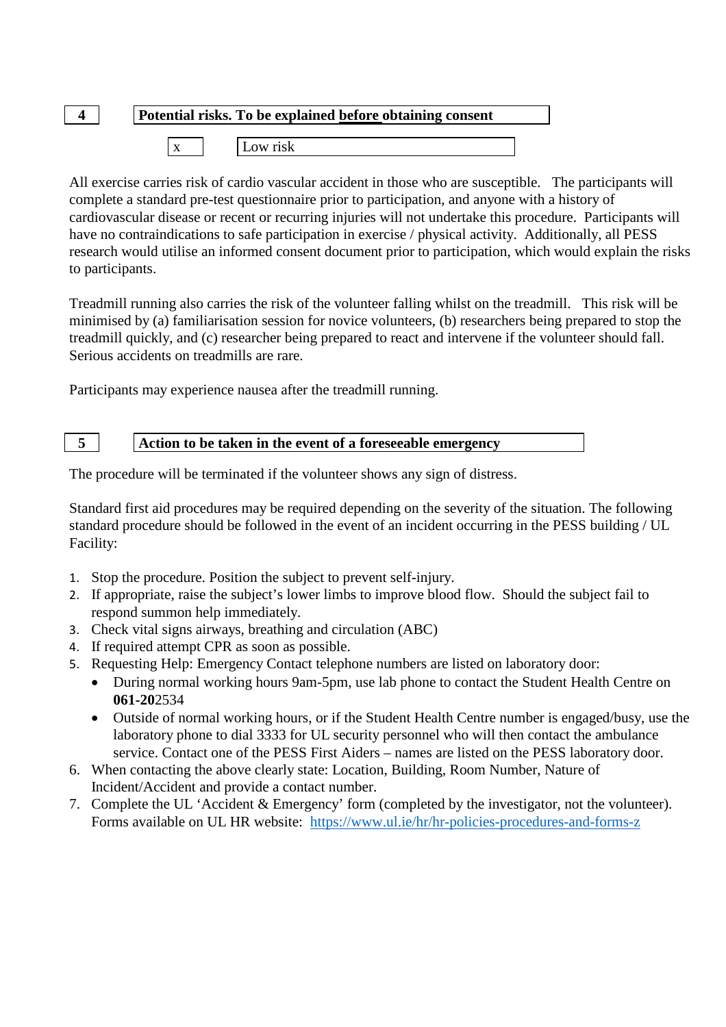| 4 | **Potential risks. To be explained <u>before</u> obtaining consent** |
|---|---|

| x | Low risk |
|---|---|

All exercise carries risk of cardio vascular accident in those who are susceptible. The participants will complete a standard pre-test questionnaire prior to participation, and anyone with a history of cardiovascular disease or recent or recurring injuries will not undertake this procedure. Participants will have no contraindications to safe participation in exercise / physical activity. Additionally, all PESS research would utilise an informed consent document prior to participation, which would explain the risks to participants.

Treadmill running also carries the risk of the volunteer falling whilst on the treadmill. This risk will be minimised by (a) familiarisation session for novice volunteers, (b) researchers being prepared to stop the treadmill quickly, and (c) researcher being prepared to react and intervene if the volunteer should fall. Serious accidents on treadmills are rare.

Participants may experience nausea after the treadmill running.

| 5 | **Action to be taken in the event of a foreseeable emergency** |
|---|---|

The procedure will be terminated if the volunteer shows any sign of distress.

Standard first aid procedures may be required depending on the severity of the situation. The following standard procedure should be followed in the event of an incident occurring in the PESS building / UL Facility:

1. Stop the procedure. Position the subject to prevent self-injury.
2. If appropriate, raise the subject's lower limbs to improve blood flow. Should the subject fail to respond summon help immediately.
3. Check vital signs airways, breathing and circulation (ABC)
4. If required attempt CPR as soon as possible.
5. Requesting Help: Emergency Contact telephone numbers are listed on laboratory door:
   - During normal working hours 9am-5pm, use lab phone to contact the Student Health Centre on **061-20**2534
   - Outside of normal working hours, or if the Student Health Centre number is engaged/busy, use the laboratory phone to dial 3333 for UL security personnel who will then contact the ambulance service. Contact one of the PESS First Aiders – names are listed on the PESS laboratory door.
6. When contacting the above clearly state: Location, Building, Room Number, Nature of Incident/Accident and provide a contact number.
7. Complete the UL 'Accident & Emergency' form (completed by the investigator, not the volunteer). Forms available on UL HR website: https://www.ul.ie/hr/hr-policies-procedures-and-forms-z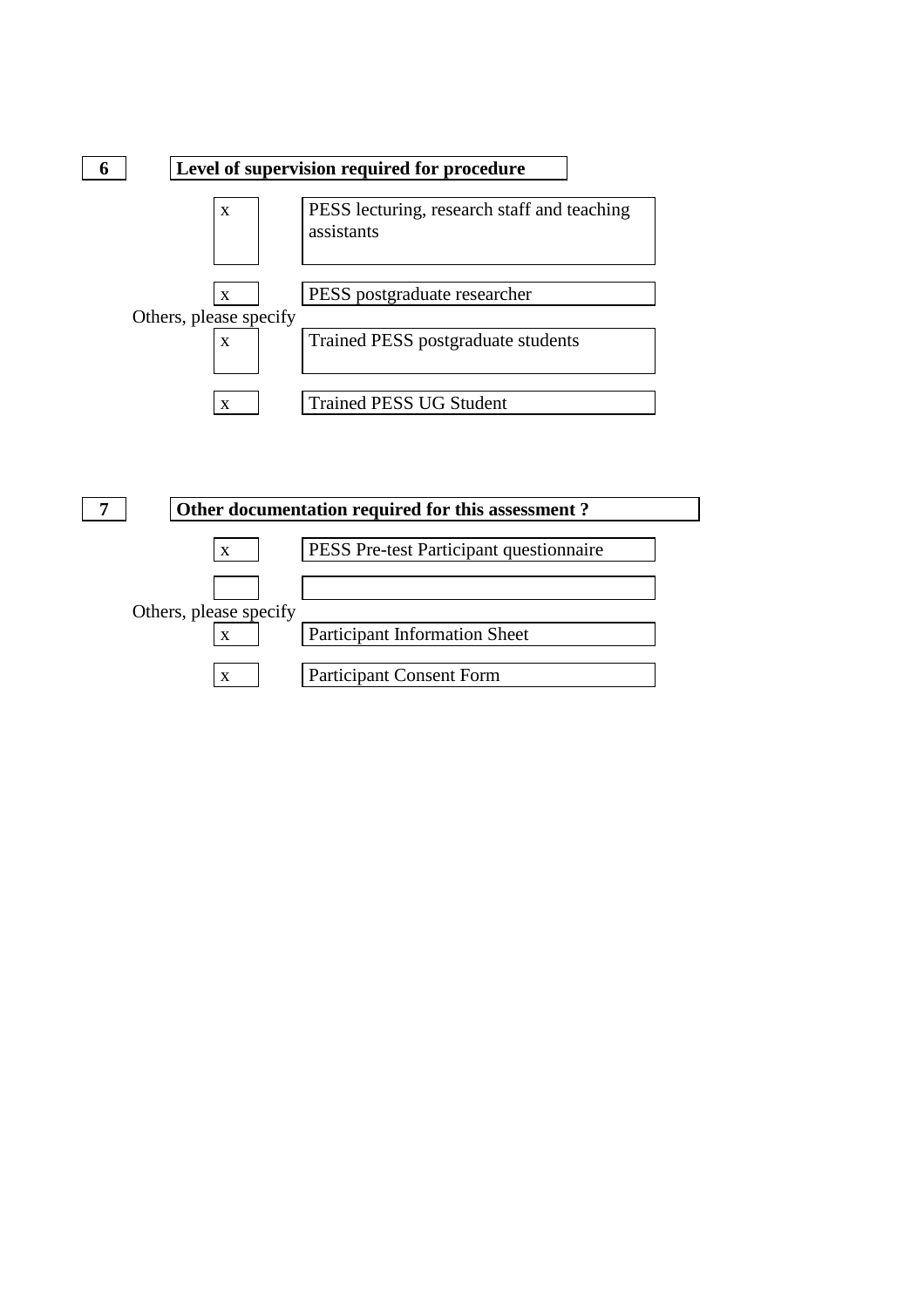**6** **Level of supervision required for procedure**

| | |
|---|---|
| x | PESS lecturing, research staff and teaching assistants |
| x | PESS postgraduate researcher |

Others, please specify

| | |
|---|---|
| x | Trained PESS postgraduate students |
| x | Trained PESS UG Student |

**7** **Other documentation required for this assessment ?**

| | |
|---|---|
| x | PESS Pre-test Participant questionnaire |
| | |

Others, please specify

| | |
|---|---|
| x | Participant Information Sheet |
| x | Participant Consent Form |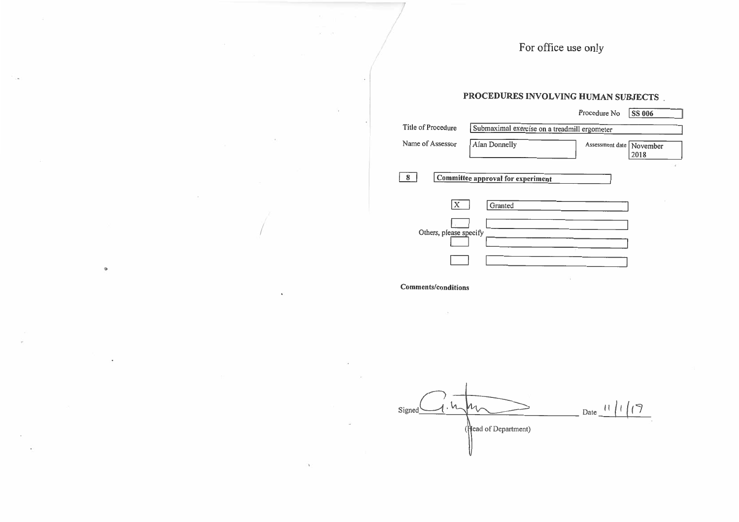For office use only

## PROCEDURES INVOLVING HUMAN SUBJECTS

Procedure No **SS 006**

| | |
|---|---|
| Title of Procedure | Submaximal exercise on a treadmill ergometer |
| Name of Assessor | Alan Donnelly |
| Assessment date | November 2018 |

**8** **Committee approval for experiment**

- [X] Granted
- [ ] Others, please specify
- [ ]
- [ ]

**Comments/conditions**

Signed ____________ (Head of Department)

Date 11/1/19